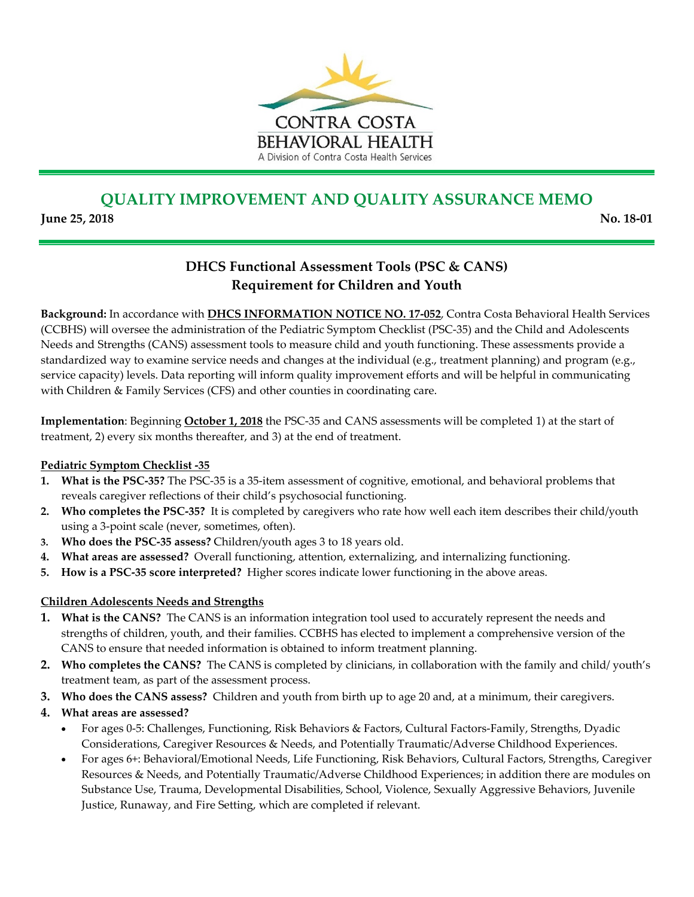CONTRA COSTA BEHAVIORAL HEALTH

A Division of Contra Costa Health Services

# QUALITY IMPROVEMENT AND QUALITY ASSURANCE MEMO

**June 25, 2018** **No. 18-01**

## DHCS Functional Assessment Tools (PSC & CANS) Requirement for Children and Youth

**Background:** In accordance with **DHCS INFORMATION NOTICE NO. 17-052**, Contra Costa Behavioral Health Services (CCBHS) will oversee the administration of the Pediatric Symptom Checklist (PSC-35) and the Child and Adolescents Needs and Strengths (CANS) assessment tools to measure child and youth functioning. These assessments provide a standardized way to examine service needs and changes at the individual (e.g., treatment planning) and program (e.g., service capacity) levels. Data reporting will inform quality improvement efforts and will be helpful in communicating with Children & Family Services (CFS) and other counties in coordinating care.

**Implementation**: Beginning **October 1, 2018** the PSC-35 and CANS assessments will be completed 1) at the start of treatment, 2) every six months thereafter, and 3) at the end of treatment.

**Pediatric Symptom Checklist -35**

1. **What is the PSC-35?** The PSC-35 is a 35-item assessment of cognitive, emotional, and behavioral problems that reveals caregiver reflections of their child's psychosocial functioning.
2. **Who completes the PSC-35?** It is completed by caregivers who rate how well each item describes their child/youth using a 3-point scale (never, sometimes, often).
3. **Who does the PSC-35 assess?** Children/youth ages 3 to 18 years old.
4. **What areas are assessed?** Overall functioning, attention, externalizing, and internalizing functioning.
5. **How is a PSC-35 score interpreted?** Higher scores indicate lower functioning in the above areas.

**Children Adolescents Needs and Strengths**

1. **What is the CANS?** The CANS is an information integration tool used to accurately represent the needs and strengths of children, youth, and their families. CCBHS has elected to implement a comprehensive version of the CANS to ensure that needed information is obtained to inform treatment planning.
2. **Who completes the CANS?** The CANS is completed by clinicians, in collaboration with the family and child/ youth's treatment team, as part of the assessment process.
3. **Who does the CANS assess?** Children and youth from birth up to age 20 and, at a minimum, their caregivers.
4. **What areas are assessed?**
   - For ages 0-5: Challenges, Functioning, Risk Behaviors & Factors, Cultural Factors-Family, Strengths, Dyadic Considerations, Caregiver Resources & Needs, and Potentially Traumatic/Adverse Childhood Experiences.
   - For ages 6+: Behavioral/Emotional Needs, Life Functioning, Risk Behaviors, Cultural Factors, Strengths, Caregiver Resources & Needs, and Potentially Traumatic/Adverse Childhood Experiences; in addition there are modules on Substance Use, Trauma, Developmental Disabilities, School, Violence, Sexually Aggressive Behaviors, Juvenile Justice, Runaway, and Fire Setting, which are completed if relevant.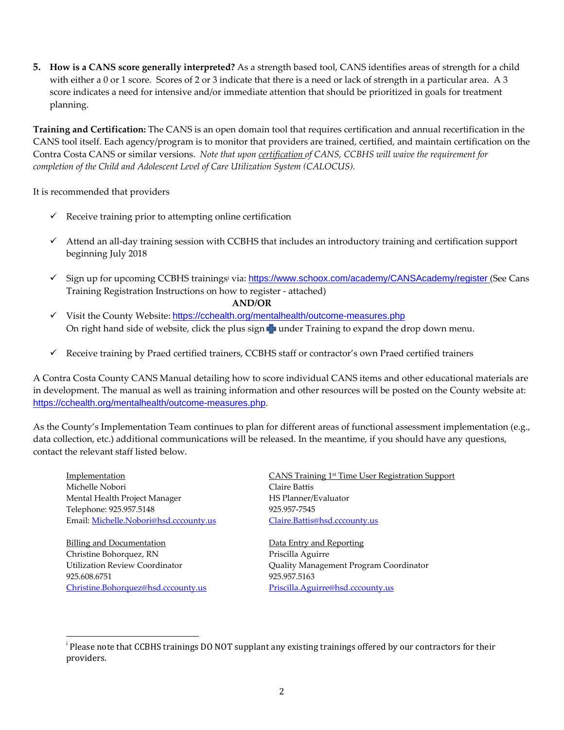5. **How is a CANS score generally interpreted?** As a strength based tool, CANS identifies areas of strength for a child with either a 0 or 1 score. Scores of 2 or 3 indicate that there is a need or lack of strength in a particular area. A 3 score indicates a need for intensive and/or immediate attention that should be prioritized in goals for treatment planning.

**Training and Certification:** The CANS is an open domain tool that requires certification and annual recertification in the CANS tool itself. Each agency/program is to monitor that providers are trained, certified, and maintain certification on the Contra Costa CANS or similar versions. *Note that upon certification of CANS, CCBHS will waive the requirement for completion of the Child and Adolescent Level of Care Utilization System (CALOCUS).*

It is recommended that providers

- ✓ Receive training prior to attempting online certification
- ✓ Attend an all-day training session with CCBHS that includes an introductory training and certification support beginning July 2018
- ✓ Sign up for upcoming CCBHS trainings[i] via: https://www.schoox.com/academy/CANSAcademy/register (See Cans Training Registration Instructions on how to register - attached)

**AND/OR**

- ✓ Visit the County Website: https://cchealth.org/mentalhealth/outcome-measures.php
  On right hand side of website, click the plus sign under Training to expand the drop down menu.
- ✓ Receive training by Praed certified trainers, CCBHS staff or contractor's own Praed certified trainers

A Contra Costa County CANS Manual detailing how to score individual CANS items and other educational materials are in development. The manual as well as training information and other resources will be posted on the County website at: https://cchealth.org/mentalhealth/outcome-measures.php.

As the County's Implementation Team continues to plan for different areas of functional assessment implementation (e.g., data collection, etc.) additional communications will be released. In the meantime, if you should have any questions, contact the relevant staff listed below.

Implementation
Michelle Nobori
Mental Health Project Manager
Telephone: 925.957.5148
Email: Michelle.Nobori@hsd.cccounty.us

CANS Training 1st Time User Registration Support
Claire Battis
HS Planner/Evaluator
925.957-7545
Claire.Battis@hsd.cccounty.us

Billing and Documentation
Christine Bohorquez, RN
Utilization Review Coordinator
925.608.6751
Christine.Bohorquez@hsd.cccounty.us

Data Entry and Reporting
Priscilla Aguirre
Quality Management Program Coordinator
925.957.5163
Priscilla.Aguirre@hsd.cccounty.us

---

[i] Please note that CCBHS trainings DO NOT supplant any existing trainings offered by our contractors for their providers.